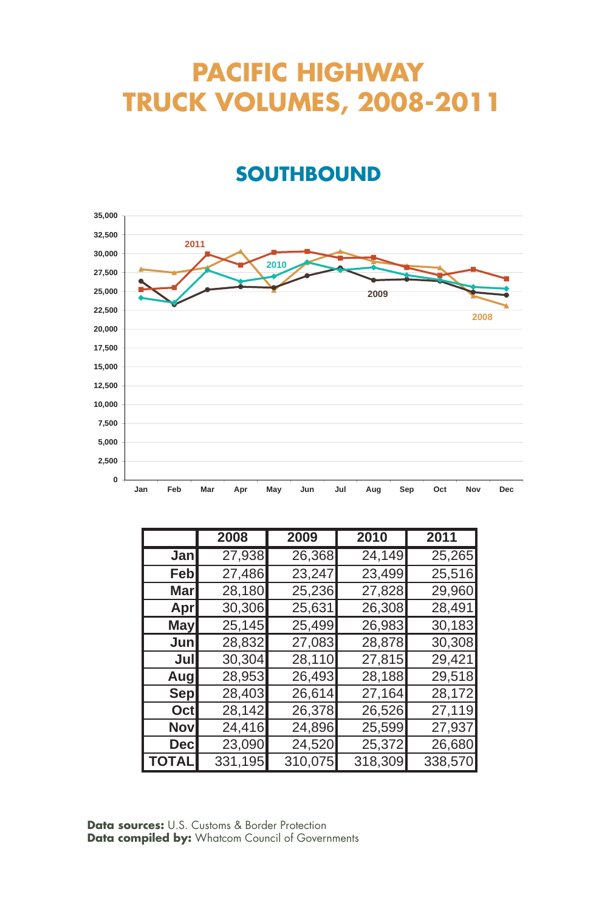# PACIFIC HIGHWAY TRUCK VOLUMES, 2008-2011

## SOUTHBOUND

| | 2008 | 2009 | 2010 | 2011 |
|---|---|---|---|---|
| Jan | 27,938 | 26,368 | 24,149 | 25,265 |
| Feb | 27,486 | 23,247 | 23,499 | 25,516 |
| Mar | 28,180 | 25,236 | 27,828 | 29,960 |
| Apr | 30,306 | 25,631 | 26,308 | 28,491 |
| May | 25,145 | 25,499 | 26,983 | 30,183 |
| Jun | 28,832 | 27,083 | 28,878 | 30,308 |
| Jul | 30,304 | 28,110 | 27,815 | 29,421 |
| Aug | 28,953 | 26,493 | 28,188 | 29,518 |
| Sep | 28,403 | 26,614 | 27,164 | 28,172 |
| Oct | 28,142 | 26,378 | 26,526 | 27,119 |
| Nov | 24,416 | 24,896 | 25,599 | 27,937 |
| Dec | 23,090 | 24,520 | 25,372 | 26,680 |
| TOTAL | 331,195 | 310,075 | 318,309 | 338,570 |

**Data sources:** U.S. Customs & Border Protection
**Data compiled by:** Whatcom Council of Governments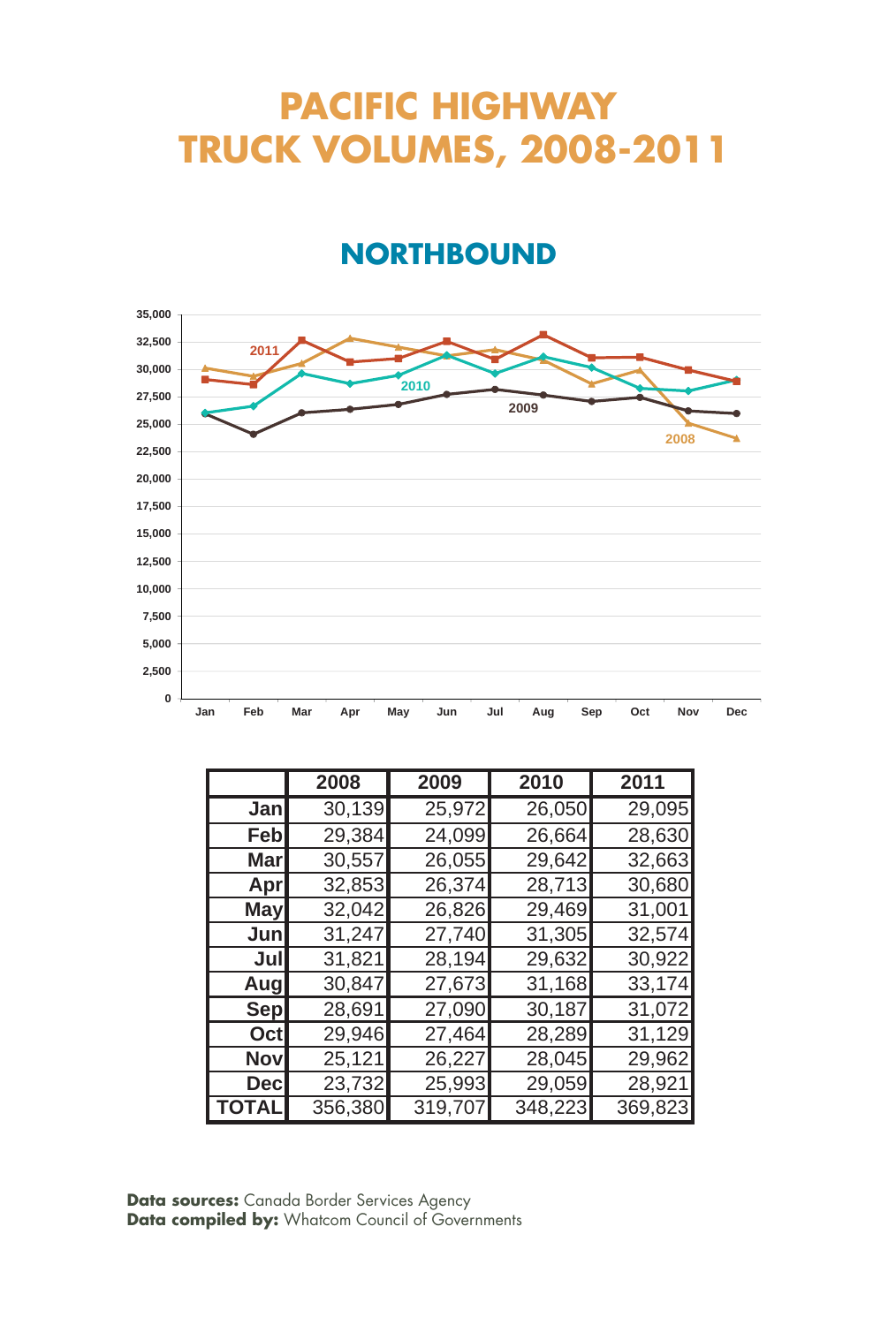# PACIFIC HIGHWAY TRUCK VOLUMES, 2008-2011

## NORTHBOUND

| | 2008 | 2009 | 2010 | 2011 |
|---|---|---|---|---|
| Jan | 30,139 | 25,972 | 26,050 | 29,095 |
| Feb | 29,384 | 24,099 | 26,664 | 28,630 |
| Mar | 30,557 | 26,055 | 29,642 | 32,663 |
| Apr | 32,853 | 26,374 | 28,713 | 30,680 |
| May | 32,042 | 26,826 | 29,469 | 31,001 |
| Jun | 31,247 | 27,740 | 31,305 | 32,574 |
| Jul | 31,821 | 28,194 | 29,632 | 30,922 |
| Aug | 30,847 | 27,673 | 31,168 | 33,174 |
| Sep | 28,691 | 27,090 | 30,187 | 31,072 |
| Oct | 29,946 | 27,464 | 28,289 | 31,129 |
| Nov | 25,121 | 26,227 | 28,045 | 29,962 |
| Dec | 23,732 | 25,993 | 29,059 | 28,921 |
| TOTAL | 356,380 | 319,707 | 348,223 | 369,823 |

**Data sources:** Canada Border Services Agency
**Data compiled by:** Whatcom Council of Governments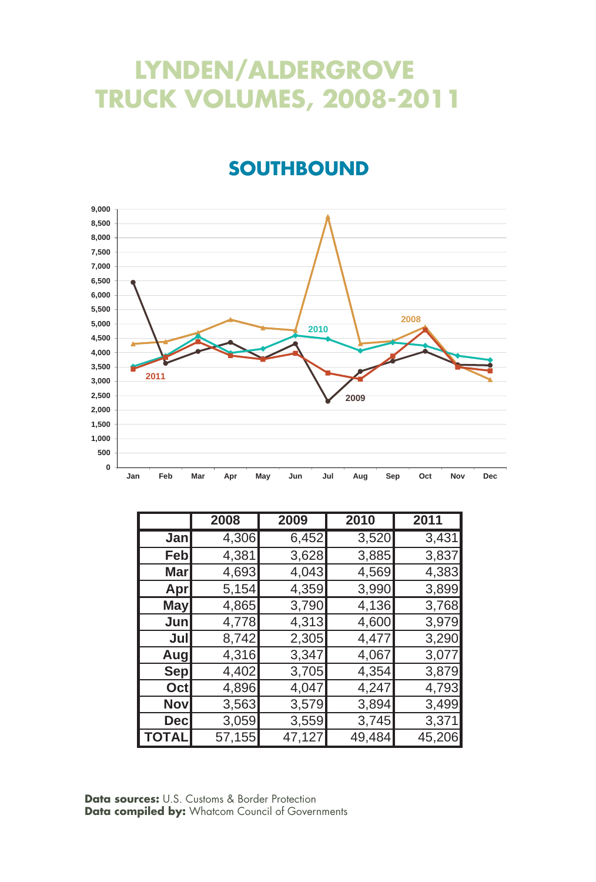# LYNDEN/ALDERGROVE TRUCK VOLUMES, 2008-2011

## SOUTHBOUND

| | 2008 | 2009 | 2010 | 2011 |
|---|---|---|---|---|
| Jan | 4,306 | 6,452 | 3,520 | 3,431 |
| Feb | 4,381 | 3,628 | 3,885 | 3,837 |
| Mar | 4,693 | 4,043 | 4,569 | 4,383 |
| Apr | 5,154 | 4,359 | 3,990 | 3,899 |
| May | 4,865 | 3,790 | 4,136 | 3,768 |
| Jun | 4,778 | 4,313 | 4,600 | 3,979 |
| Jul | 8,742 | 2,305 | 4,477 | 3,290 |
| Aug | 4,316 | 3,347 | 4,067 | 3,077 |
| Sep | 4,402 | 3,705 | 4,354 | 3,879 |
| Oct | 4,896 | 4,047 | 4,247 | 4,793 |
| Nov | 3,563 | 3,579 | 3,894 | 3,499 |
| Dec | 3,059 | 3,559 | 3,745 | 3,371 |
| TOTAL | 57,155 | 47,127 | 49,484 | 45,206 |

**Data sources:** U.S. Customs & Border Protection
**Data compiled by:** Whatcom Council of Governments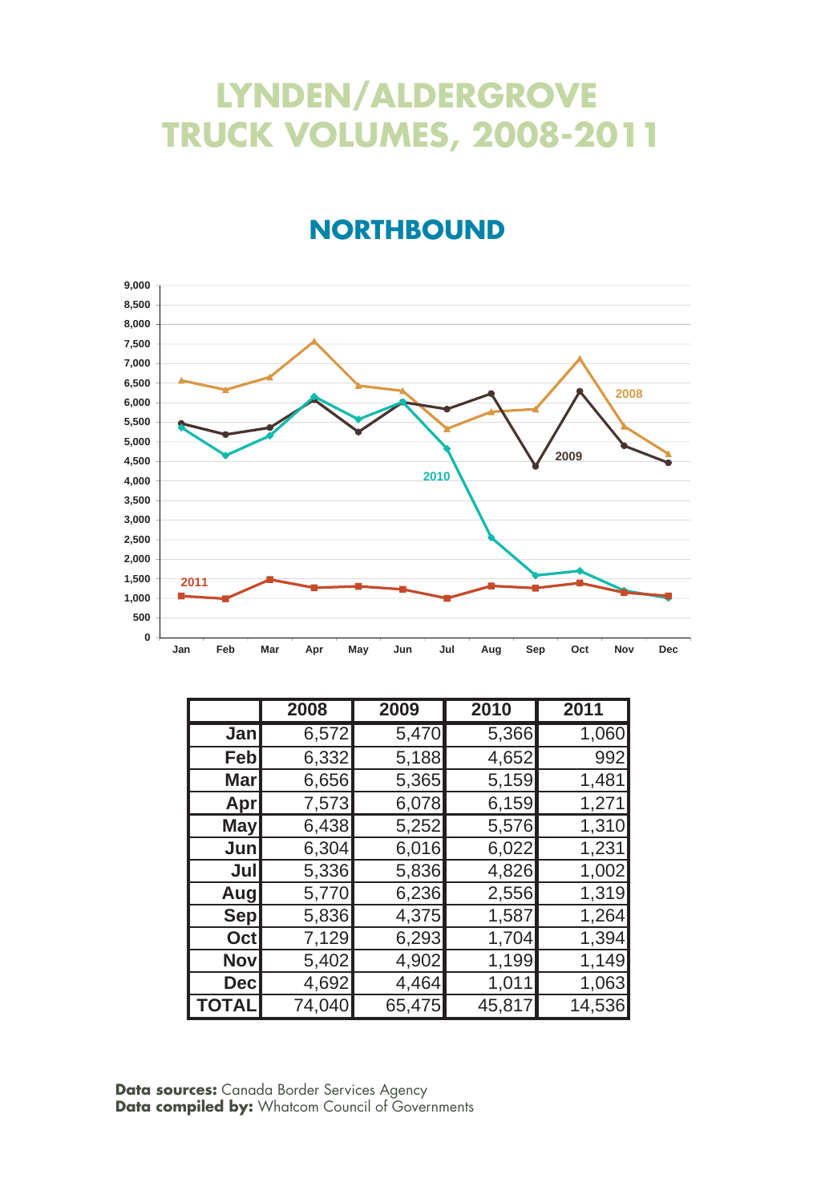# LYNDEN/ALDERGROVE TRUCK VOLUMES, 2008-2011

## NORTHBOUND

|  | 2008 | 2009 | 2010 | 2011 |
|---|---|---|---|---|
| Jan | 6,572 | 5,470 | 5,366 | 1,060 |
| Feb | 6,332 | 5,188 | 4,652 | 992 |
| Mar | 6,656 | 5,365 | 5,159 | 1,481 |
| Apr | 7,573 | 6,078 | 6,159 | 1,271 |
| May | 6,438 | 5,252 | 5,576 | 1,310 |
| Jun | 6,304 | 6,016 | 6,022 | 1,231 |
| Jul | 5,336 | 5,836 | 4,826 | 1,002 |
| Aug | 5,770 | 6,236 | 2,556 | 1,319 |
| Sep | 5,836 | 4,375 | 1,587 | 1,264 |
| Oct | 7,129 | 6,293 | 1,704 | 1,394 |
| Nov | 5,402 | 4,902 | 1,199 | 1,149 |
| Dec | 4,692 | 4,464 | 1,011 | 1,063 |
| TOTAL | 74,040 | 65,475 | 45,817 | 14,536 |

**Data sources:** Canada Border Services Agency
**Data compiled by:** Whatcom Council of Governments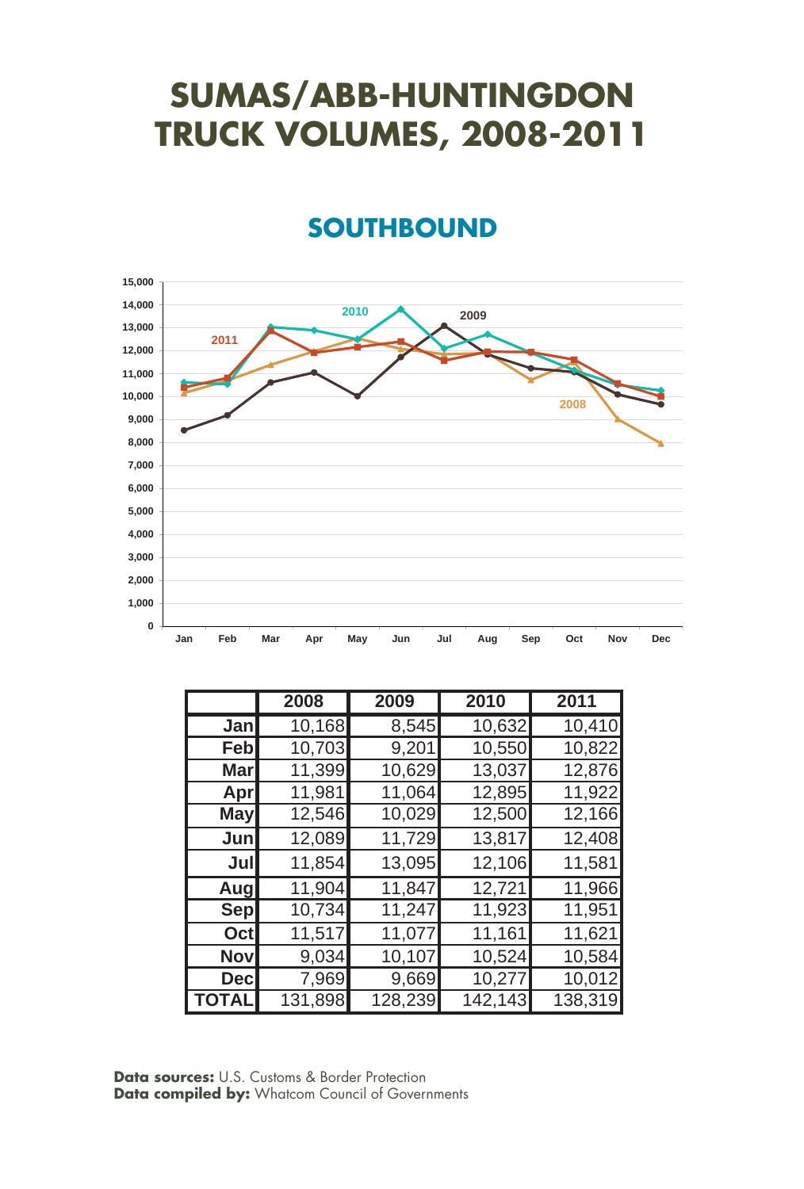# SUMAS/ABB-HUNTINGDON TRUCK VOLUMES, 2008-2011

## SOUTHBOUND

| | 2008 | 2009 | 2010 | 2011 |
|---|---|---|---|---|
| Jan | 10,168 | 8,545 | 10,632 | 10,410 |
| Feb | 10,703 | 9,201 | 10,550 | 10,822 |
| Mar | 11,399 | 10,629 | 13,037 | 12,876 |
| Apr | 11,981 | 11,064 | 12,895 | 11,922 |
| May | 12,546 | 10,029 | 12,500 | 12,166 |
| Jun | 12,089 | 11,729 | 13,817 | 12,408 |
| Jul | 11,854 | 13,095 | 12,106 | 11,581 |
| Aug | 11,904 | 11,847 | 12,721 | 11,966 |
| Sep | 10,734 | 11,247 | 11,923 | 11,951 |
| Oct | 11,517 | 11,077 | 11,161 | 11,621 |
| Nov | 9,034 | 10,107 | 10,524 | 10,584 |
| Dec | 7,969 | 9,669 | 10,277 | 10,012 |
| TOTAL | 131,898 | 128,239 | 142,143 | 138,319 |

**Data sources:** U.S. Customs & Border Protection
**Data compiled by:** Whatcom Council of Governments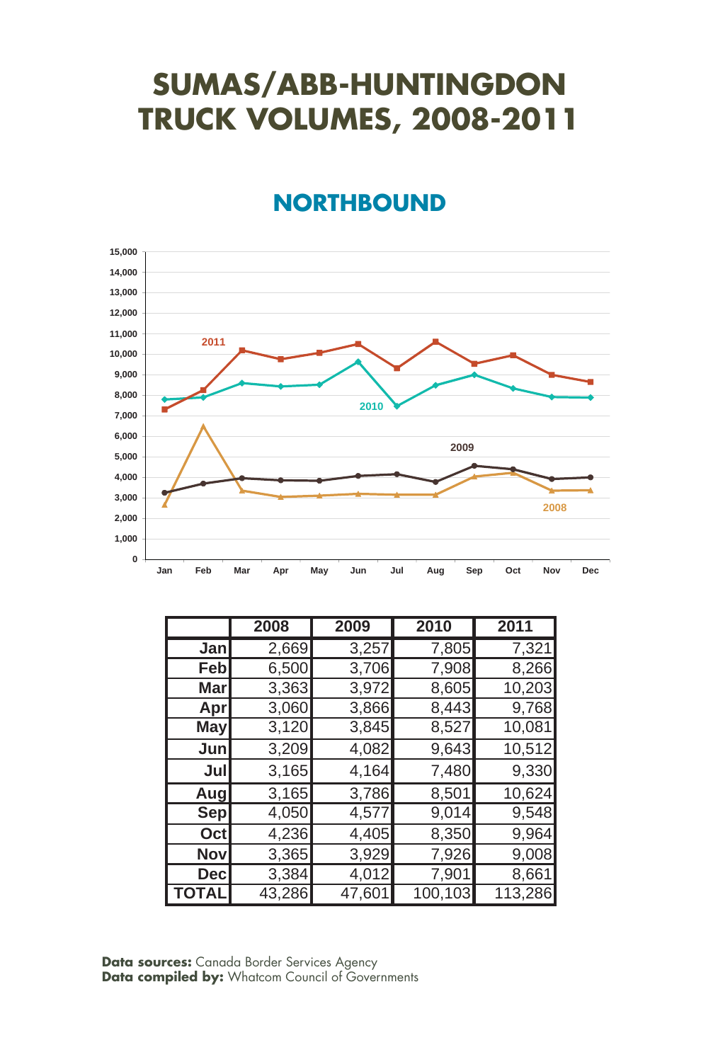# SUMAS/ABB-HUNTINGDON TRUCK VOLUMES, 2008-2011

## NORTHBOUND

15,000
14,000
13,000
12,000
11,000
10,000
9,000
8,000
7,000
6,000
5,000
4,000
3,000
2,000
1,000
0

Jan Feb Mar Apr May Jun Jul Aug Sep Oct Nov Dec

2011
2010
2009
2008

| | 2008 | 2009 | 2010 | 2011 |
|---|---|---|---|---|
| Jan | 2,669 | 3,257 | 7,805 | 7,321 |
| Feb | 6,500 | 3,706 | 7,908 | 8,266 |
| Mar | 3,363 | 3,972 | 8,605 | 10,203 |
| Apr | 3,060 | 3,866 | 8,443 | 9,768 |
| May | 3,120 | 3,845 | 8,527 | 10,081 |
| Jun | 3,209 | 4,082 | 9,643 | 10,512 |
| Jul | 3,165 | 4,164 | 7,480 | 9,330 |
| Aug | 3,165 | 3,786 | 8,501 | 10,624 |
| Sep | 4,050 | 4,577 | 9,014 | 9,548 |
| Oct | 4,236 | 4,405 | 8,350 | 9,964 |
| Nov | 3,365 | 3,929 | 7,926 | 9,008 |
| Dec | 3,384 | 4,012 | 7,901 | 8,661 |
| TOTAL | 43,286 | 47,601 | 100,103 | 113,286 |

**Data sources:** Canada Border Services Agency
**Data compiled by:** Whatcom Council of Governments